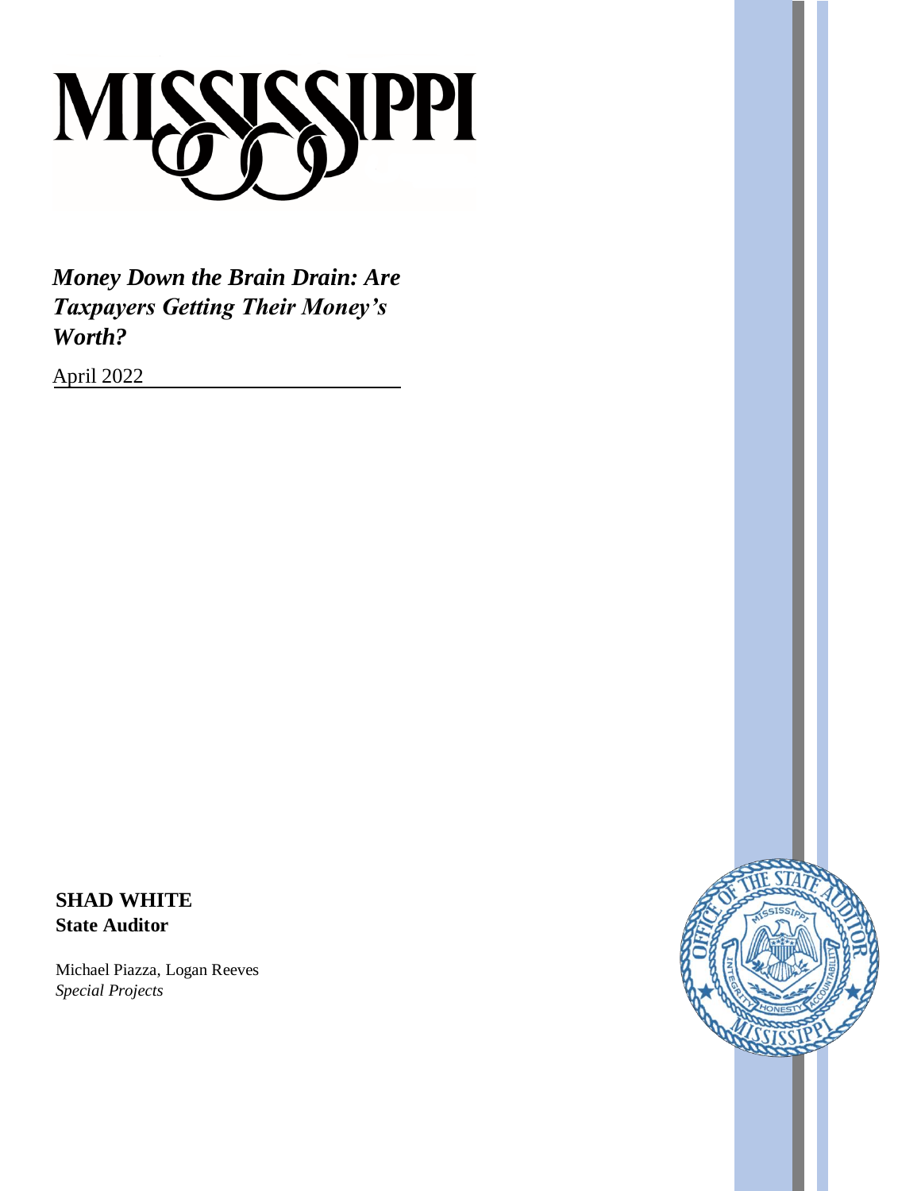# MISSISSIPPI

***Money Down the Brain Drain: Are Taxpayers Getting Their Money's Worth?***

April 2022

**SHAD WHITE**
**State Auditor**

Michael Piazza, Logan Reeves
*Special Projects*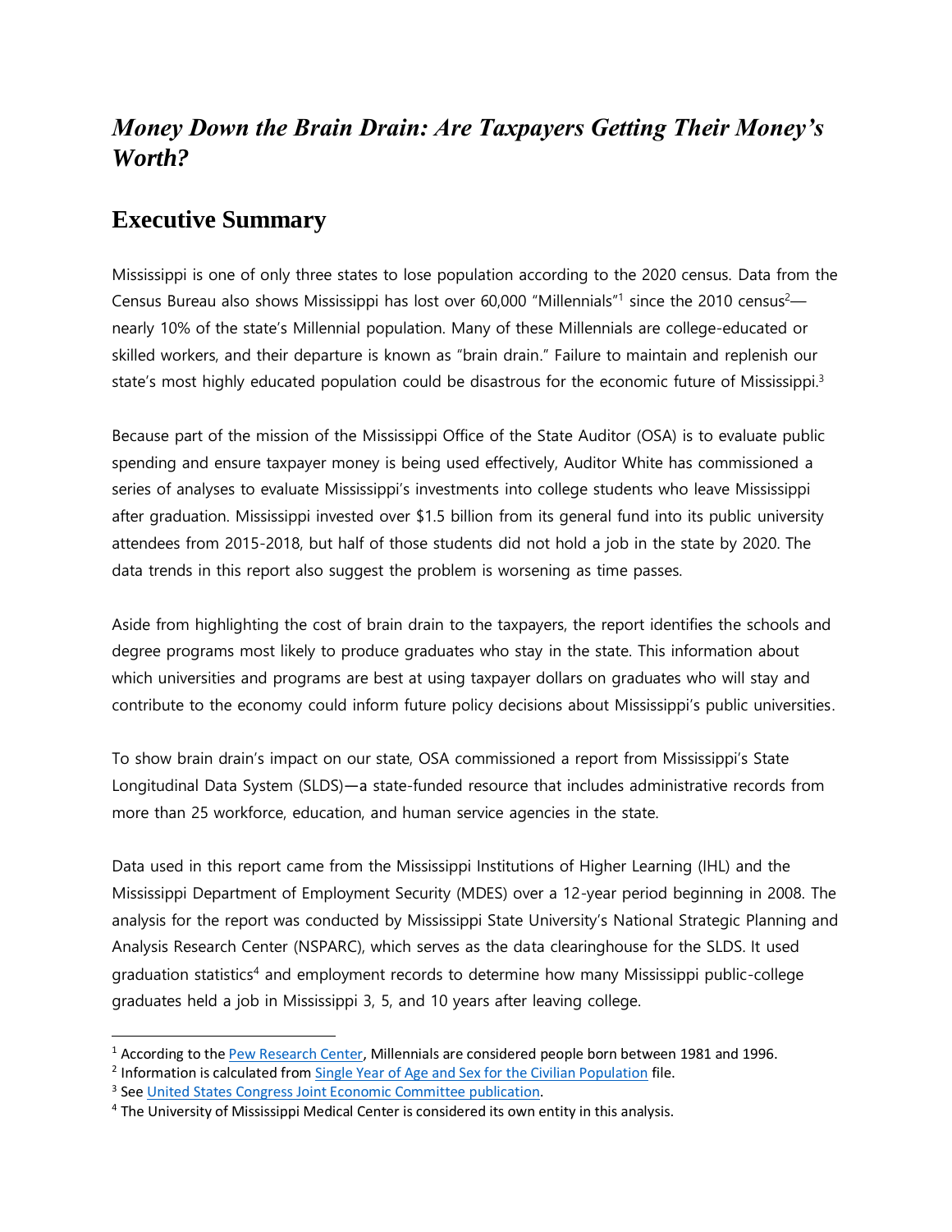## *Money Down the Brain Drain: Are Taxpayers Getting Their Money's Worth?*

## Executive Summary

Mississippi is one of only three states to lose population according to the 2020 census. Data from the Census Bureau also shows Mississippi has lost over 60,000 "Millennials"[1] since the 2010 census[2]—nearly 10% of the state's Millennial population. Many of these Millennials are college-educated or skilled workers, and their departure is known as "brain drain." Failure to maintain and replenish our state's most highly educated population could be disastrous for the economic future of Mississippi.[3]

Because part of the mission of the Mississippi Office of the State Auditor (OSA) is to evaluate public spending and ensure taxpayer money is being used effectively, Auditor White has commissioned a series of analyses to evaluate Mississippi's investments into college students who leave Mississippi after graduation. Mississippi invested over $1.5 billion from its general fund into its public university attendees from 2015-2018, but half of those students did not hold a job in the state by 2020. The data trends in this report also suggest the problem is worsening as time passes.

Aside from highlighting the cost of brain drain to the taxpayers, the report identifies the schools and degree programs most likely to produce graduates who stay in the state. This information about which universities and programs are best at using taxpayer dollars on graduates who will stay and contribute to the economy could inform future policy decisions about Mississippi's public universities.

To show brain drain's impact on our state, OSA commissioned a report from Mississippi's State Longitudinal Data System (SLDS)—a state-funded resource that includes administrative records from more than 25 workforce, education, and human service agencies in the state.

Data used in this report came from the Mississippi Institutions of Higher Learning (IHL) and the Mississippi Department of Employment Security (MDES) over a 12-year period beginning in 2008. The analysis for the report was conducted by Mississippi State University's National Strategic Planning and Analysis Research Center (NSPARC), which serves as the data clearinghouse for the SLDS. It used graduation statistics[4] and employment records to determine how many Mississippi public-college graduates held a job in Mississippi 3, 5, and 10 years after leaving college.

---

[1] According to the Pew Research Center, Millennials are considered people born between 1981 and 1996.

[2] Information is calculated from Single Year of Age and Sex for the Civilian Population file.

[3] See United States Congress Joint Economic Committee publication.

[4] The University of Mississippi Medical Center is considered its own entity in this analysis.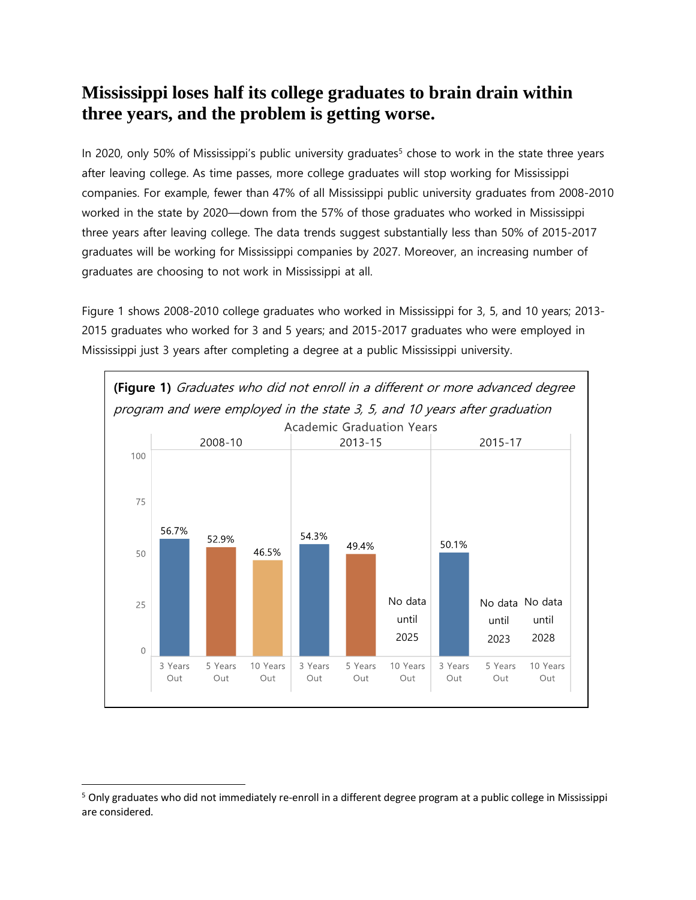## Mississippi loses half its college graduates to brain drain within three years, and the problem is getting worse.

In 2020, only 50% of Mississippi's public university graduates[5] chose to work in the state three years after leaving college. As time passes, more college graduates will stop working for Mississippi companies. For example, fewer than 47% of all Mississippi public university graduates from 2008-2010 worked in the state by 2020—down from the 57% of those graduates who worked in Mississippi three years after leaving college. The data trends suggest substantially less than 50% of 2015-2017 graduates will be working for Mississippi companies by 2027. Moreover, an increasing number of graduates are choosing to not work in Mississippi at all.

Figure 1 shows 2008-2010 college graduates who worked in Mississippi for 3, 5, and 10 years; 2013-2015 graduates who worked for 3 and 5 years; and 2015-2017 graduates who were employed in Mississippi just 3 years after completing a degree at a public Mississippi university.

**(Figure 1)** *Graduates who did not enroll in a different or more advanced degree program and were employed in the state 3, 5, and 10 years after graduation*

Academic Graduation Years

| Academic Graduation Years | 3 Years Out | 5 Years Out | 10 Years Out |
|---|---|---|---|
| 2008-10 | 56.7% | 52.9% | 46.5% |
| 2013-15 | 54.3% | 49.4% | No data until 2025 |
| 2015-17 | 50.1% | No data until 2023 | No data until 2028 |

---

[5] Only graduates who did not immediately re-enroll in a different degree program at a public college in Mississippi are considered.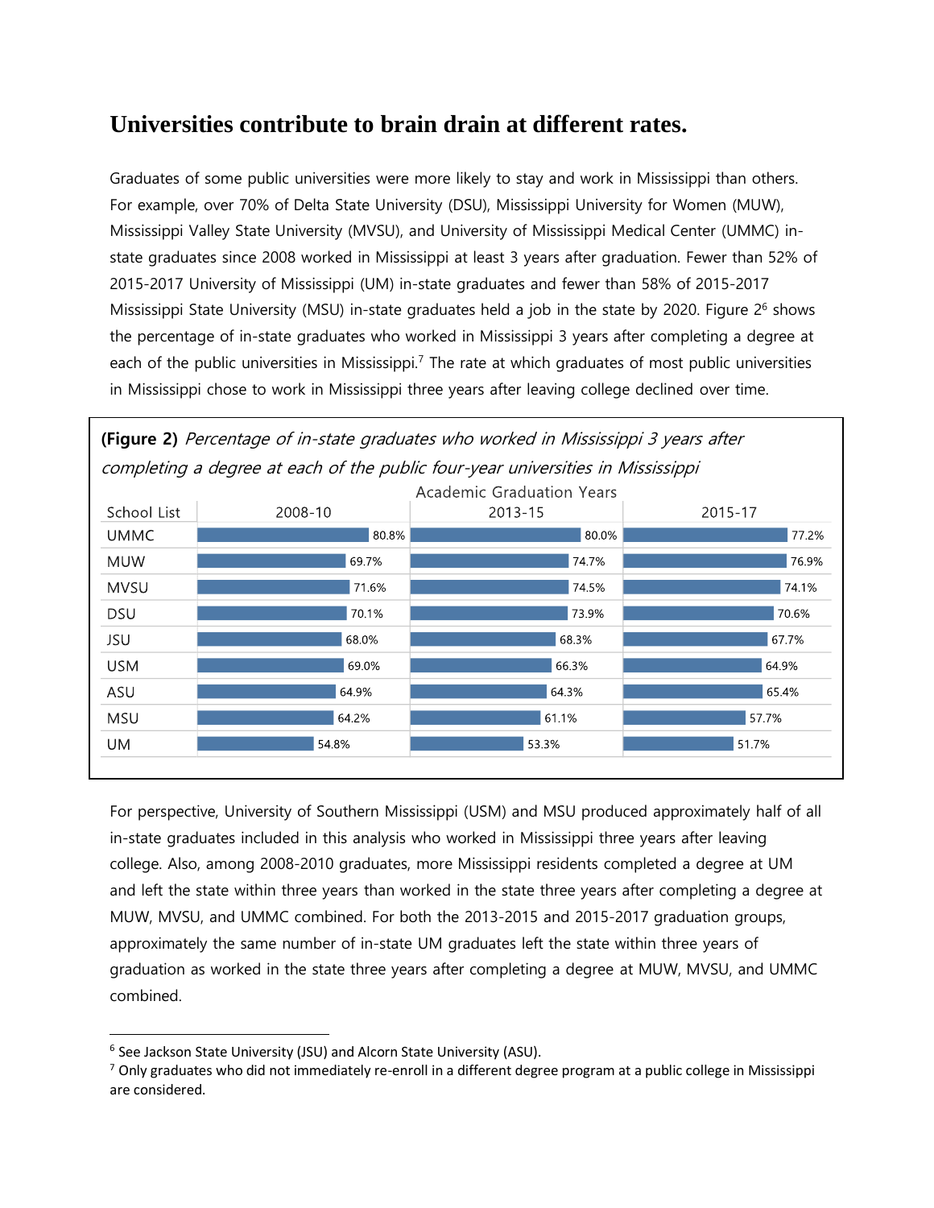# Universities contribute to brain drain at different rates.

Graduates of some public universities were more likely to stay and work in Mississippi than others. For example, over 70% of Delta State University (DSU), Mississippi University for Women (MUW), Mississippi Valley State University (MVSU), and University of Mississippi Medical Center (UMMC) in-state graduates since 2008 worked in Mississippi at least 3 years after graduation. Fewer than 52% of 2015-2017 University of Mississippi (UM) in-state graduates and fewer than 58% of 2015-2017 Mississippi State University (MSU) in-state graduates held a job in the state by 2020. Figure 2[6] shows the percentage of in-state graduates who worked in Mississippi 3 years after completing a degree at each of the public universities in Mississippi.[7] The rate at which graduates of most public universities in Mississippi chose to work in Mississippi three years after leaving college declined over time.

**(Figure 2)** *Percentage of in-state graduates who worked in Mississippi 3 years after completing a degree at each of the public four-year universities in Mississippi*

| | Academic Graduation Years | | |
|---|---|---|---|
| School List | 2008-10 | 2013-15 | 2015-17 |
| UMMC | 80.8% | 80.0% | 77.2% |
| MUW | 69.7% | 74.7% | 76.9% |
| MVSU | 71.6% | 74.5% | 74.1% |
| DSU | 70.1% | 73.9% | 70.6% |
| JSU | 68.0% | 68.3% | 67.7% |
| USM | 69.0% | 66.3% | 64.9% |
| ASU | 64.9% | 64.3% | 65.4% |
| MSU | 64.2% | 61.1% | 57.7% |
| UM | 54.8% | 53.3% | 51.7% |

For perspective, University of Southern Mississippi (USM) and MSU produced approximately half of all in-state graduates included in this analysis who worked in Mississippi three years after leaving college. Also, among 2008-2010 graduates, more Mississippi residents completed a degree at UM and left the state within three years than worked in the state three years after completing a degree at MUW, MVSU, and UMMC combined. For both the 2013-2015 and 2015-2017 graduation groups, approximately the same number of in-state UM graduates left the state within three years of graduation as worked in the state three years after completing a degree at MUW, MVSU, and UMMC combined.

---

[6] See Jackson State University (JSU) and Alcorn State University (ASU).

[7] Only graduates who did not immediately re-enroll in a different degree program at a public college in Mississippi are considered.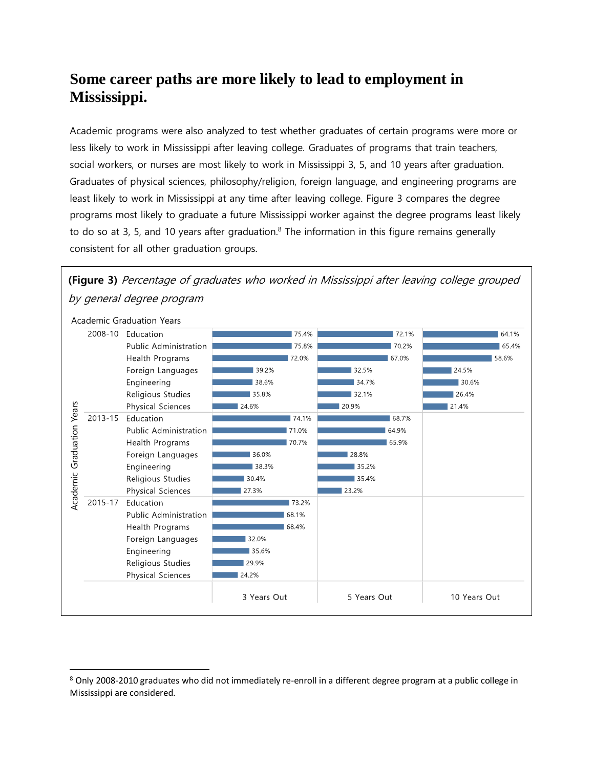## Some career paths are more likely to lead to employment in Mississippi.

Academic programs were also analyzed to test whether graduates of certain programs were more or less likely to work in Mississippi after leaving college. Graduates of programs that train teachers, social workers, or nurses are most likely to work in Mississippi 3, 5, and 10 years after graduation. Graduates of physical sciences, philosophy/religion, foreign language, and engineering programs are least likely to work in Mississippi at any time after leaving college. Figure 3 compares the degree programs most likely to graduate a future Mississippi worker against the degree programs least likely to do so at 3, 5, and 10 years after graduation.[8] The information in this figure remains generally consistent for all other graduation groups.

**(Figure 3)** *Percentage of graduates who worked in Mississippi after leaving college grouped by general degree program*

| Academic Graduation Years | Program | 3 Years Out | 5 Years Out | 10 Years Out |
|---|---|---|---|---|
| 2008-10 | Education | 75.4% | 72.1% | 64.1% |
| | Public Administration | 75.8% | 70.2% | 65.4% |
| | Health Programs | 72.0% | 67.0% | 58.6% |
| | Foreign Languages | 39.2% | 32.5% | 24.5% |
| | Engineering | 38.6% | 34.7% | 30.6% |
| | Religious Studies | 35.8% | 32.1% | 26.4% |
| | Physical Sciences | 24.6% | 20.9% | 21.4% |
| 2013-15 | Education | 74.1% | 68.7% | |
| | Public Administration | 71.0% | 64.9% | |
| | Health Programs | 70.7% | 65.9% | |
| | Foreign Languages | 36.0% | 28.8% | |
| | Engineering | 38.3% | 35.2% | |
| | Religious Studies | 30.4% | 35.4% | |
| | Physical Sciences | 27.3% | 23.2% | |
| 2015-17 | Education | 73.2% | | |
| | Public Administration | 68.1% | | |
| | Health Programs | 68.4% | | |
| | Foreign Languages | 32.0% | | |
| | Engineering | 35.6% | | |
| | Religious Studies | 29.9% | | |
| | Physical Sciences | 24.2% | | |

[8] Only 2008-2010 graduates who did not immediately re-enroll in a different degree program at a public college in Mississippi are considered.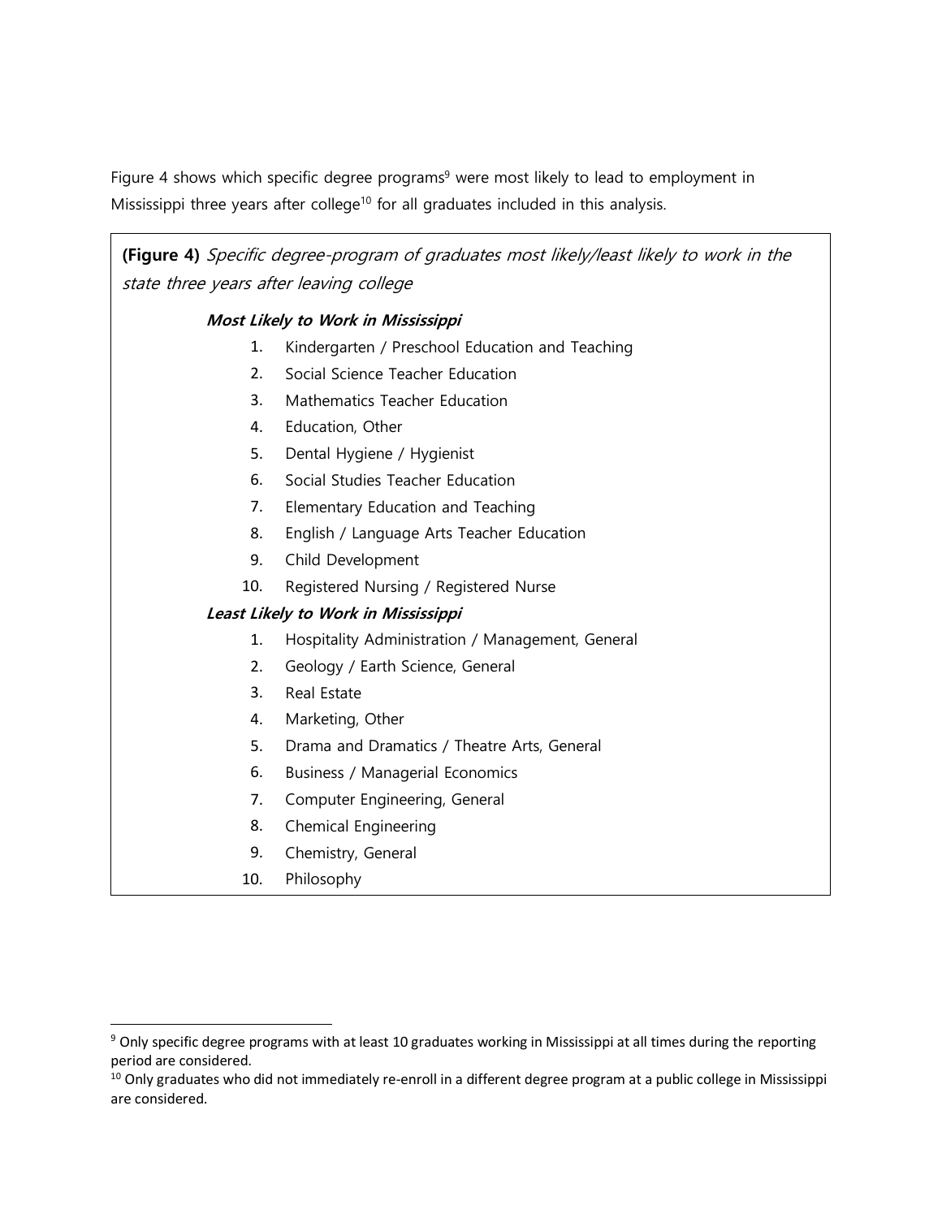Figure 4 shows which specific degree programs[9] were most likely to lead to employment in Mississippi three years after college[10] for all graduates included in this analysis.

**(Figure 4)** *Specific degree-program of graduates most likely/least likely to work in the state three years after leaving college*

***Most Likely to Work in Mississippi***

1. Kindergarten / Preschool Education and Teaching
2. Social Science Teacher Education
3. Mathematics Teacher Education
4. Education, Other
5. Dental Hygiene / Hygienist
6. Social Studies Teacher Education
7. Elementary Education and Teaching
8. English / Language Arts Teacher Education
9. Child Development
10. Registered Nursing / Registered Nurse

***Least Likely to Work in Mississippi***

1. Hospitality Administration / Management, General
2. Geology / Earth Science, General
3. Real Estate
4. Marketing, Other
5. Drama and Dramatics / Theatre Arts, General
6. Business / Managerial Economics
7. Computer Engineering, General
8. Chemical Engineering
9. Chemistry, General
10. Philosophy

---

[9] Only specific degree programs with at least 10 graduates working in Mississippi at all times during the reporting period are considered.

[10] Only graduates who did not immediately re-enroll in a different degree program at a public college in Mississippi are considered.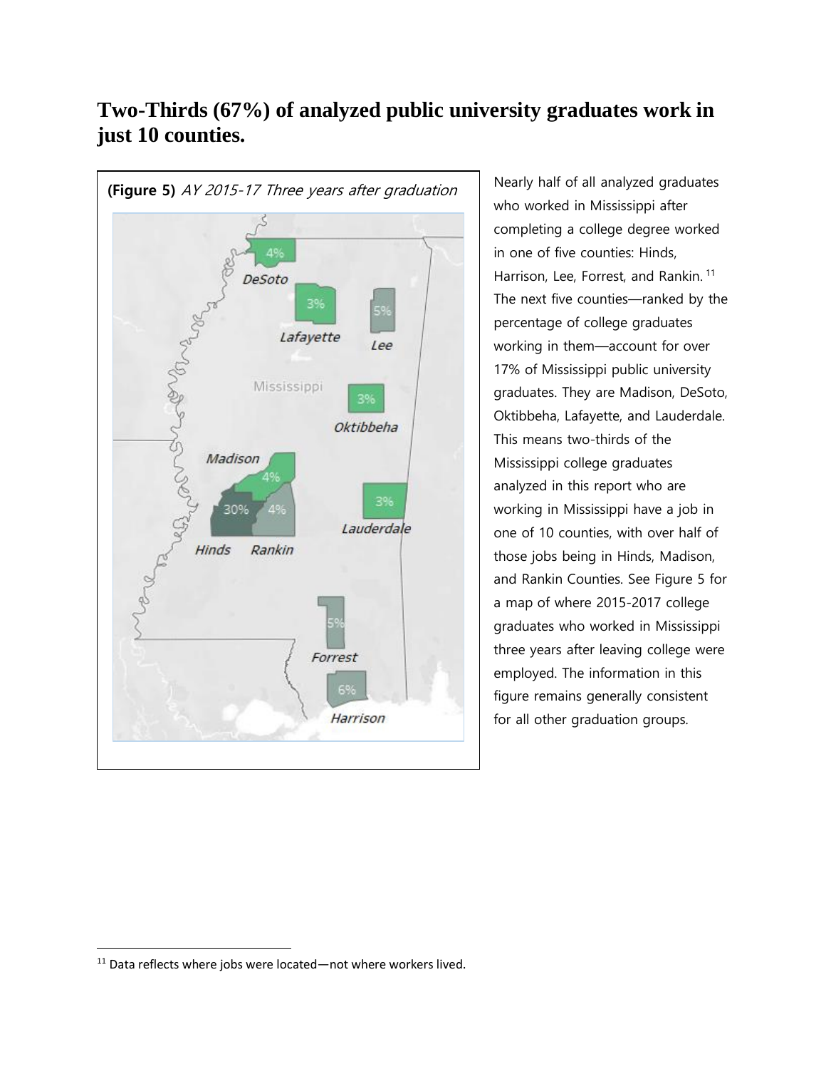# Two-Thirds (67%) of analyzed public university graduates work in just 10 counties.

**(Figure 5)** *AY 2015-17 Three years after graduation*

| County | Percentage |
| --- | --- |
| DeSoto | 4% |
| Lafayette | 3% |
| Lee | 5% |
| Oktibbeha | 3% |
| Madison | 4% |
| Hinds | 30% |
| Rankin | 4% |
| Lauderdale | 3% |
| Forrest | 5% |
| Harrison | 6% |

Nearly half of all analyzed graduates who worked in Mississippi after completing a college degree worked in one of five counties: Hinds, Harrison, Lee, Forrest, and Rankin.[11] The next five counties—ranked by the percentage of college graduates working in them—account for over 17% of Mississippi public university graduates. They are Madison, DeSoto, Oktibbeha, Lafayette, and Lauderdale. This means two-thirds of the Mississippi college graduates analyzed in this report who are working in Mississippi have a job in one of 10 counties, with over half of those jobs being in Hinds, Madison, and Rankin Counties. See Figure 5 for a map of where 2015-2017 college graduates who worked in Mississippi three years after leaving college were employed. The information in this figure remains generally consistent for all other graduation groups.

[11] Data reflects where jobs were located—not where workers lived.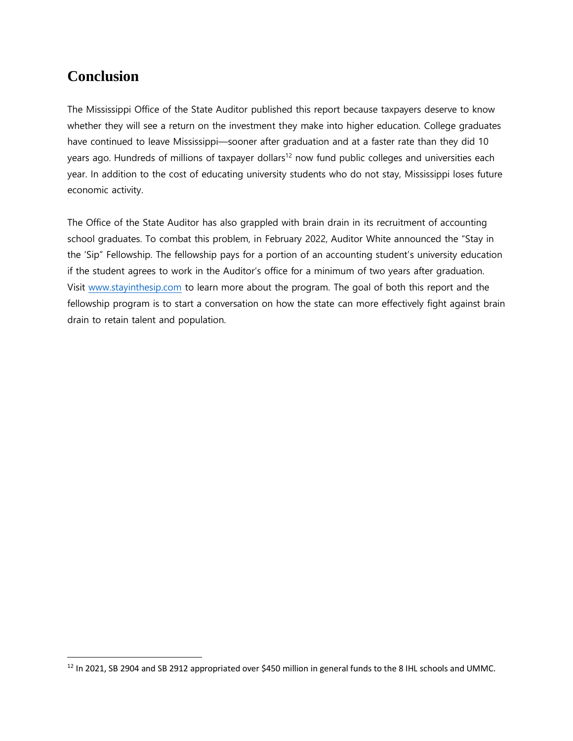## Conclusion

The Mississippi Office of the State Auditor published this report because taxpayers deserve to know whether they will see a return on the investment they make into higher education. College graduates have continued to leave Mississippi—sooner after graduation and at a faster rate than they did 10 years ago. Hundreds of millions of taxpayer dollars[12] now fund public colleges and universities each year. In addition to the cost of educating university students who do not stay, Mississippi loses future economic activity.

The Office of the State Auditor has also grappled with brain drain in its recruitment of accounting school graduates. To combat this problem, in February 2022, Auditor White announced the "Stay in the 'Sip" Fellowship. The fellowship pays for a portion of an accounting student's university education if the student agrees to work in the Auditor's office for a minimum of two years after graduation. Visit [www.stayinthesip.com](http://www.stayinthesip.com) to learn more about the program. The goal of both this report and the fellowship program is to start a conversation on how the state can more effectively fight against brain drain to retain talent and population.

[12] In 2021, SB 2904 and SB 2912 appropriated over $450 million in general funds to the 8 IHL schools and UMMC.